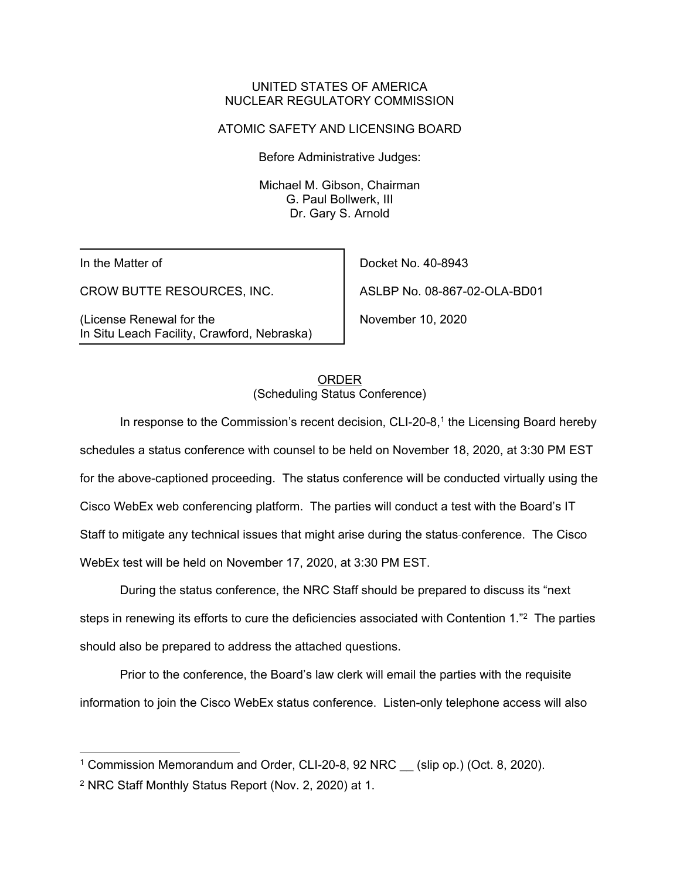UNITED STATES OF AMERICA
NUCLEAR REGULATORY COMMISSION

ATOMIC SAFETY AND LICENSING BOARD

Before Administrative Judges:

Michael M. Gibson, Chairman
G. Paul Bollwerk, III
Dr. Gary S. Arnold

| | |
|---|---|
| In the Matter of | Docket No. 40-8943 |
| CROW BUTTE RESOURCES, INC. | ASLBP No. 08-867-02-OLA-BD01 |
| (License Renewal for the In Situ Leach Facility, Crawford, Nebraska) | November 10, 2020 |

ORDER
(Scheduling Status Conference)

In response to the Commission's recent decision, CLI-20-8,[1] the Licensing Board hereby schedules a status conference with counsel to be held on November 18, 2020, at 3:30 PM EST for the above-captioned proceeding. The status conference will be conducted virtually using the Cisco WebEx web conferencing platform. The parties will conduct a test with the Board's IT Staff to mitigate any technical issues that might arise during the status-conference. The Cisco WebEx test will be held on November 17, 2020, at 3:30 PM EST.

During the status conference, the NRC Staff should be prepared to discuss its "next steps in renewing its efforts to cure the deficiencies associated with Contention 1."[2] The parties should also be prepared to address the attached questions.

Prior to the conference, the Board's law clerk will email the parties with the requisite information to join the Cisco WebEx status conference. Listen-only telephone access will also

---

[1] Commission Memorandum and Order, CLI-20-8, 92 NRC __ (slip op.) (Oct. 8, 2020).

[2] NRC Staff Monthly Status Report (Nov. 2, 2020) at 1.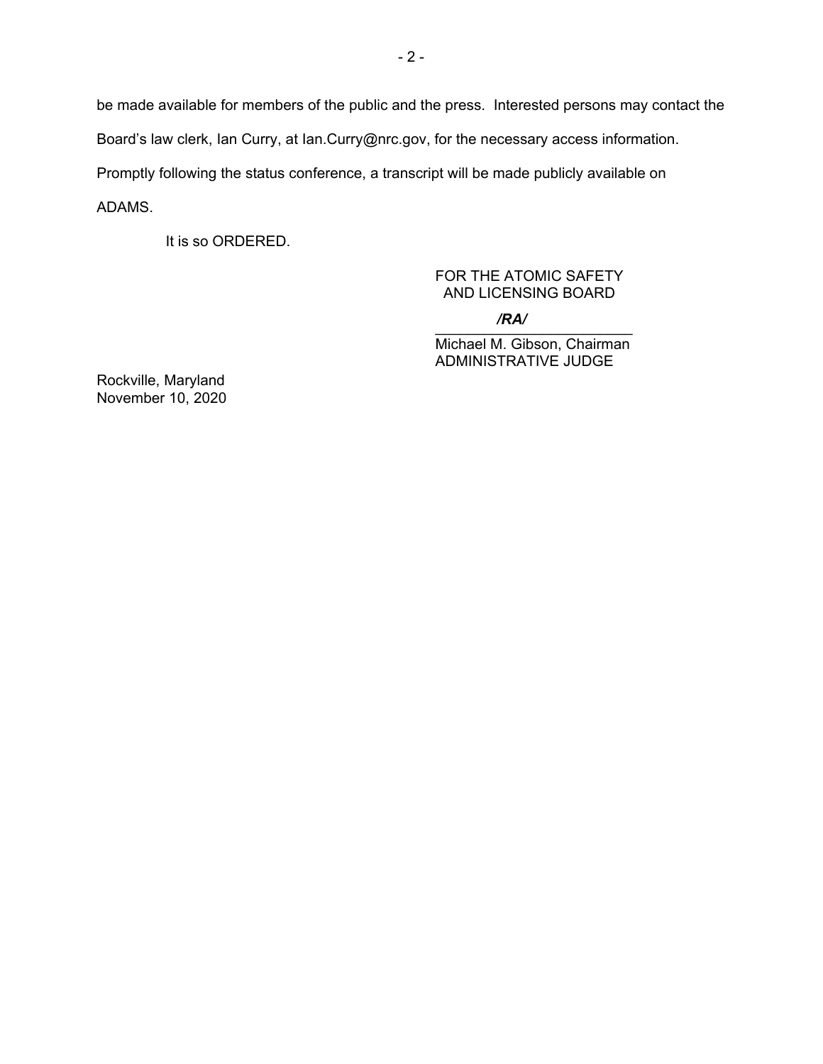be made available for members of the public and the press. Interested persons may contact the Board's law clerk, Ian Curry, at Ian.Curry@nrc.gov, for the necessary access information. Promptly following the status conference, a transcript will be made publicly available on ADAMS.

It is so ORDERED.

FOR THE ATOMIC SAFETY
AND LICENSING BOARD

*/RA/*

Michael M. Gibson, Chairman
ADMINISTRATIVE JUDGE

Rockville, Maryland
November 10, 2020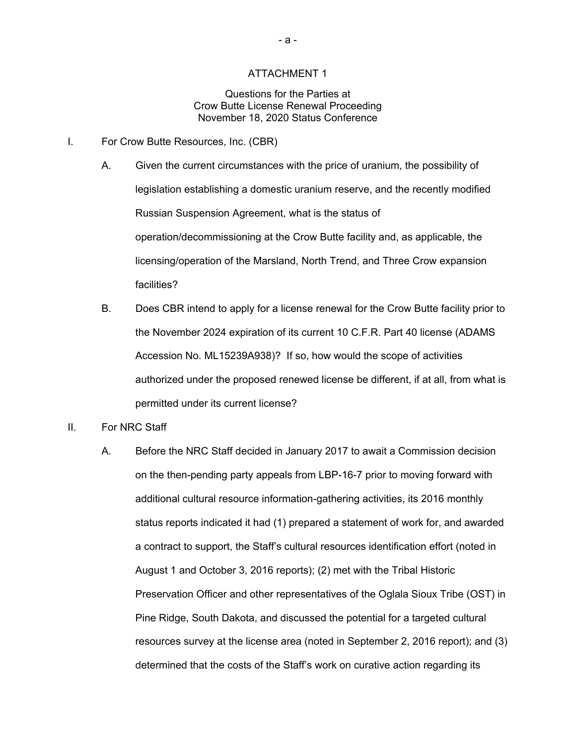ATTACHMENT 1

Questions for the Parties at
Crow Butte License Renewal Proceeding
November 18, 2020 Status Conference

I. For Crow Butte Resources, Inc. (CBR)

   A. Given the current circumstances with the price of uranium, the possibility of legislation establishing a domestic uranium reserve, and the recently modified Russian Suspension Agreement, what is the status of operation/decommissioning at the Crow Butte facility and, as applicable, the licensing/operation of the Marsland, North Trend, and Three Crow expansion facilities?

   B. Does CBR intend to apply for a license renewal for the Crow Butte facility prior to the November 2024 expiration of its current 10 C.F.R. Part 40 license (ADAMS Accession No. ML15239A938)? If so, how would the scope of activities authorized under the proposed renewed license be different, if at all, from what is permitted under its current license?

II. For NRC Staff

   A. Before the NRC Staff decided in January 2017 to await a Commission decision on the then-pending party appeals from LBP-16-7 prior to moving forward with additional cultural resource information-gathering activities, its 2016 monthly status reports indicated it had (1) prepared a statement of work for, and awarded a contract to support, the Staff's cultural resources identification effort (noted in August 1 and October 3, 2016 reports); (2) met with the Tribal Historic Preservation Officer and other representatives of the Oglala Sioux Tribe (OST) in Pine Ridge, South Dakota, and discussed the potential for a targeted cultural resources survey at the license area (noted in September 2, 2016 report); and (3) determined that the costs of the Staff's work on curative action regarding its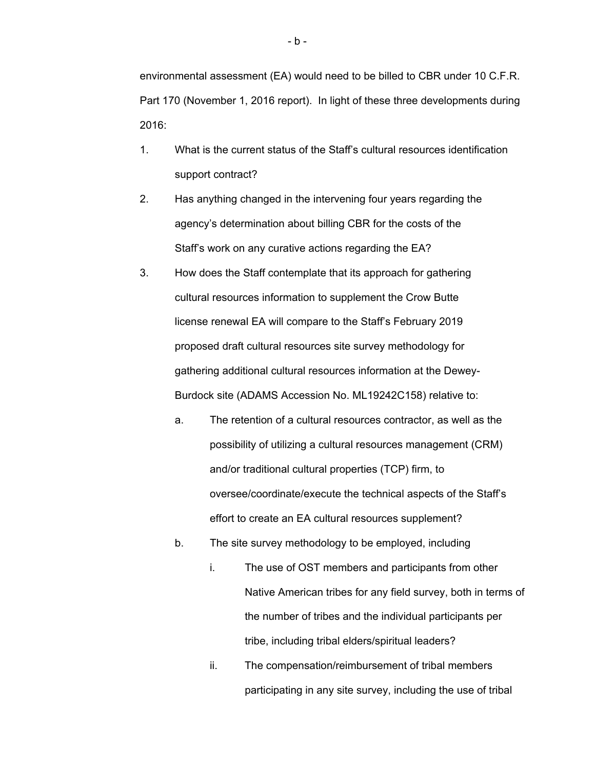environmental assessment (EA) would need to be billed to CBR under 10 C.F.R. Part 170 (November 1, 2016 report). In light of these three developments during 2016:

1. What is the current status of the Staff's cultural resources identification support contract?
2. Has anything changed in the intervening four years regarding the agency's determination about billing CBR for the costs of the Staff's work on any curative actions regarding the EA?
3. How does the Staff contemplate that its approach for gathering cultural resources information to supplement the Crow Butte license renewal EA will compare to the Staff's February 2019 proposed draft cultural resources site survey methodology for gathering additional cultural resources information at the Dewey-Burdock site (ADAMS Accession No. ML19242C158) relative to:
    a. The retention of a cultural resources contractor, as well as the possibility of utilizing a cultural resources management (CRM) and/or traditional cultural properties (TCP) firm, to oversee/coordinate/execute the technical aspects of the Staff's effort to create an EA cultural resources supplement?
    b. The site survey methodology to be employed, including
        i. The use of OST members and participants from other Native American tribes for any field survey, both in terms of the number of tribes and the individual participants per tribe, including tribal elders/spiritual leaders?
        ii. The compensation/reimbursement of tribal members participating in any site survey, including the use of tribal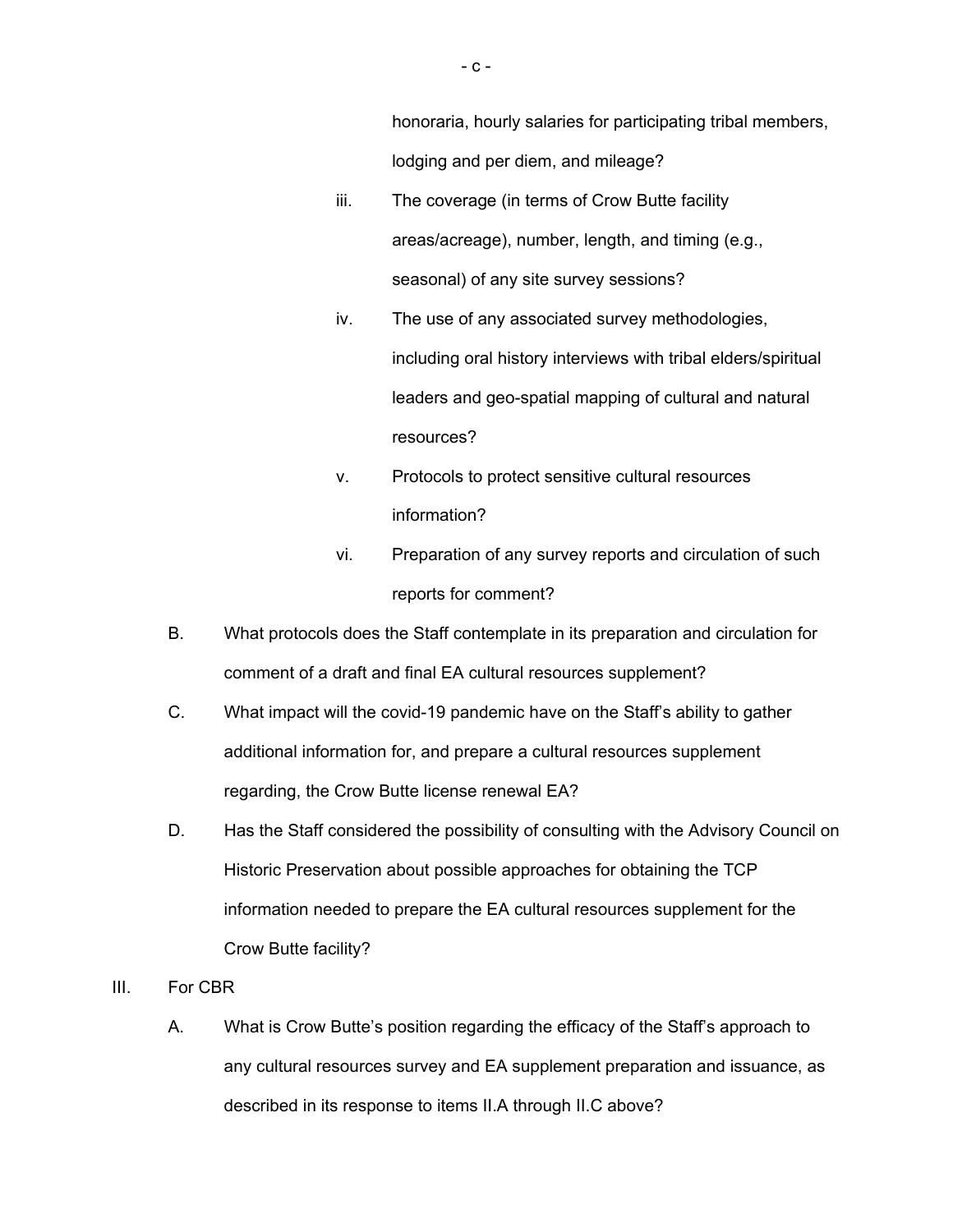honoraria, hourly salaries for participating tribal members, lodging and per diem, and mileage?

iii. The coverage (in terms of Crow Butte facility areas/acreage), number, length, and timing (e.g., seasonal) of any site survey sessions?

iv. The use of any associated survey methodologies, including oral history interviews with tribal elders/spiritual leaders and geo-spatial mapping of cultural and natural resources?

v. Protocols to protect sensitive cultural resources information?

vi. Preparation of any survey reports and circulation of such reports for comment?

B. What protocols does the Staff contemplate in its preparation and circulation for comment of a draft and final EA cultural resources supplement?

C. What impact will the covid-19 pandemic have on the Staff's ability to gather additional information for, and prepare a cultural resources supplement regarding, the Crow Butte license renewal EA?

D. Has the Staff considered the possibility of consulting with the Advisory Council on Historic Preservation about possible approaches for obtaining the TCP information needed to prepare the EA cultural resources supplement for the Crow Butte facility?

III. For CBR

A. What is Crow Butte's position regarding the efficacy of the Staff's approach to any cultural resources survey and EA supplement preparation and issuance, as described in its response to items II.A through II.C above?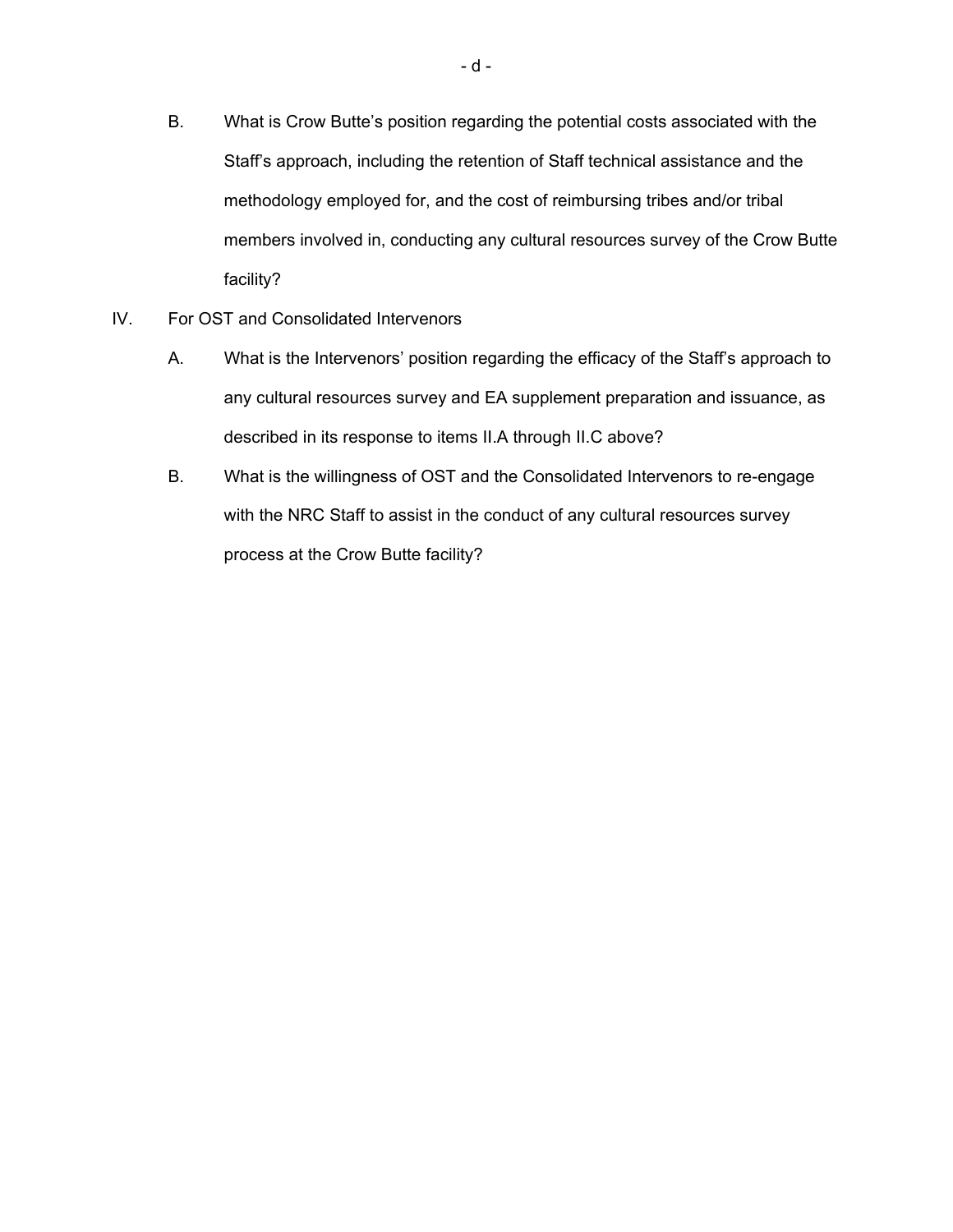B. What is Crow Butte's position regarding the potential costs associated with the Staff's approach, including the retention of Staff technical assistance and the methodology employed for, and the cost of reimbursing tribes and/or tribal members involved in, conducting any cultural resources survey of the Crow Butte facility?

IV. For OST and Consolidated Intervenors

A. What is the Intervenors' position regarding the efficacy of the Staff's approach to any cultural resources survey and EA supplement preparation and issuance, as described in its response to items II.A through II.C above?

B. What is the willingness of OST and the Consolidated Intervenors to re-engage with the NRC Staff to assist in the conduct of any cultural resources survey process at the Crow Butte facility?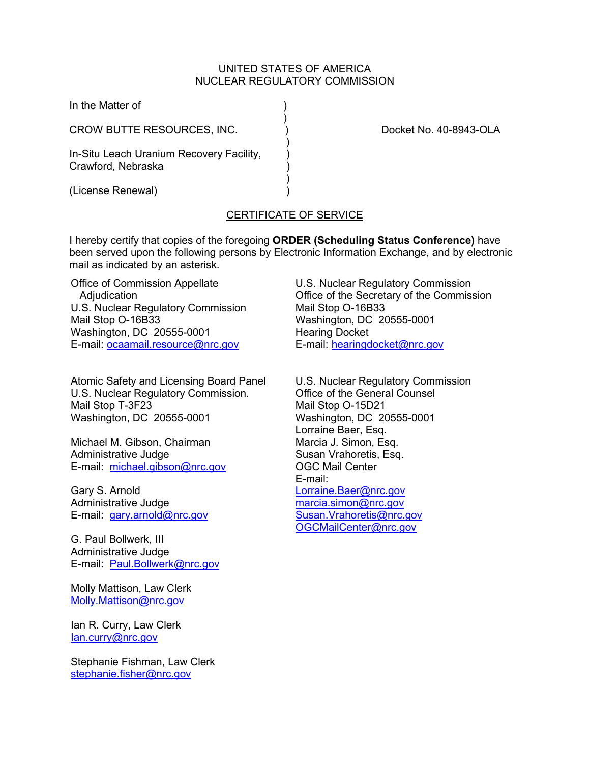UNITED STATES OF AMERICA
NUCLEAR REGULATORY COMMISSION

In the Matter of )
)
CROW BUTTE RESOURCES, INC. ) Docket No. 40-8943-OLA
)
In-Situ Leach Uranium Recovery Facility, )
Crawford, Nebraska )
)
(License Renewal) )

## CERTIFICATE OF SERVICE

I hereby certify that copies of the foregoing **ORDER (Scheduling Status Conference)** have been served upon the following persons by Electronic Information Exchange, and by electronic mail as indicated by an asterisk.

Office of Commission Appellate Adjudication
U.S. Nuclear Regulatory Commission
Mail Stop O-16B33
Washington, DC 20555-0001
E-mail: ocaamail.resource@nrc.gov

U.S. Nuclear Regulatory Commission
Office of the Secretary of the Commission
Mail Stop O-16B33
Washington, DC 20555-0001
Hearing Docket
E-mail: hearingdocket@nrc.gov

Atomic Safety and Licensing Board Panel
U.S. Nuclear Regulatory Commission.
Mail Stop T-3F23
Washington, DC 20555-0001

Michael M. Gibson, Chairman
Administrative Judge
E-mail: michael.gibson@nrc.gov

Gary S. Arnold
Administrative Judge
E-mail: gary.arnold@nrc.gov

G. Paul Bollwerk, III
Administrative Judge
E-mail: Paul.Bollwerk@nrc.gov

Molly Mattison, Law Clerk
Molly.Mattison@nrc.gov

Ian R. Curry, Law Clerk
Ian.curry@nrc.gov

Stephanie Fishman, Law Clerk
stephanie.fisher@nrc.gov

U.S. Nuclear Regulatory Commission
Office of the General Counsel
Mail Stop O-15D21
Washington, DC 20555-0001
Lorraine Baer, Esq.
Marcia J. Simon, Esq.
Susan Vrahoretis, Esq.
OGC Mail Center
E-mail:
Lorraine.Baer@nrc.gov
marcia.simon@nrc.gov
Susan.Vrahoretis@nrc.gov
OGCMailCenter@nrc.gov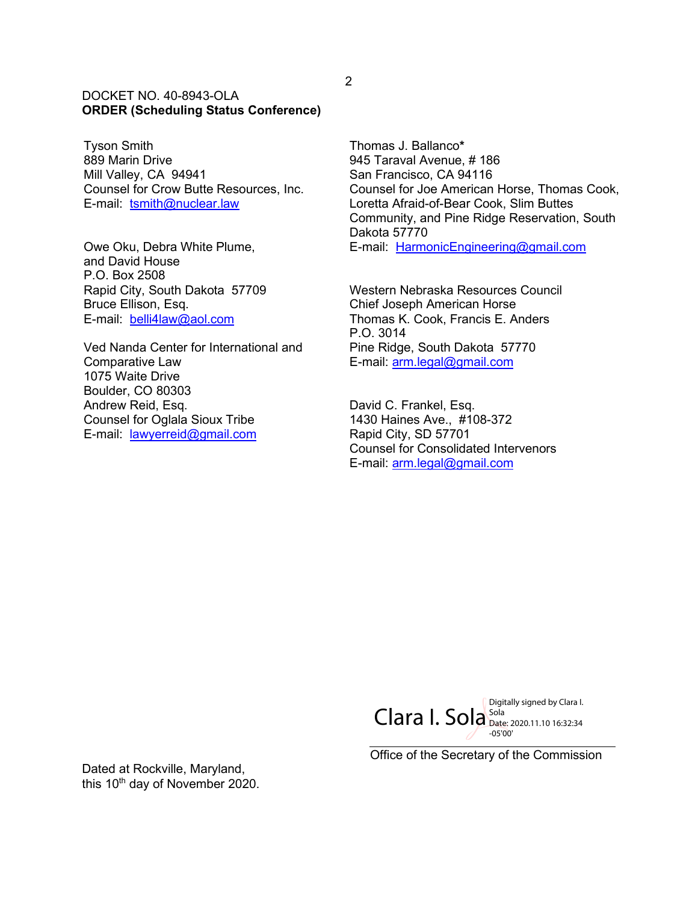DOCKET NO. 40-8943-OLA
**ORDER (Scheduling Status Conference)**

Tyson Smith
889 Marin Drive
Mill Valley, CA 94941
Counsel for Crow Butte Resources, Inc.
E-mail: tsmith@nuclear.law

Owe Oku, Debra White Plume,
and David House
P.O. Box 2508
Rapid City, South Dakota 57709
Bruce Ellison, Esq.
E-mail: belli4law@aol.com

Ved Nanda Center for International and Comparative Law
1075 Waite Drive
Boulder, CO 80303
Andrew Reid, Esq.
Counsel for Oglala Sioux Tribe
E-mail: lawyerreid@gmail.com

Thomas J. Ballanco*
945 Taraval Avenue, # 186
San Francisco, CA 94116
Counsel for Joe American Horse, Thomas Cook, Loretta Afraid-of-Bear Cook, Slim Buttes Community, and Pine Ridge Reservation, South Dakota 57770
E-mail: HarmonicEngineering@gmail.com

Western Nebraska Resources Council
Chief Joseph American Horse
Thomas K. Cook, Francis E. Anders
P.O. 3014
Pine Ridge, South Dakota 57770
E-mail: arm.legal@gmail.com

David C. Frankel, Esq.
1430 Haines Ave., #108-372
Rapid City, SD 57701
Counsel for Consolidated Intervenors
E-mail: arm.legal@gmail.com

Clara I. Sola
Digitally signed by Clara I. Sola
Date: 2020.11.10 16:32:34 -05'00'

Office of the Secretary of the Commission

Dated at Rockville, Maryland,
this 10th day of November 2020.